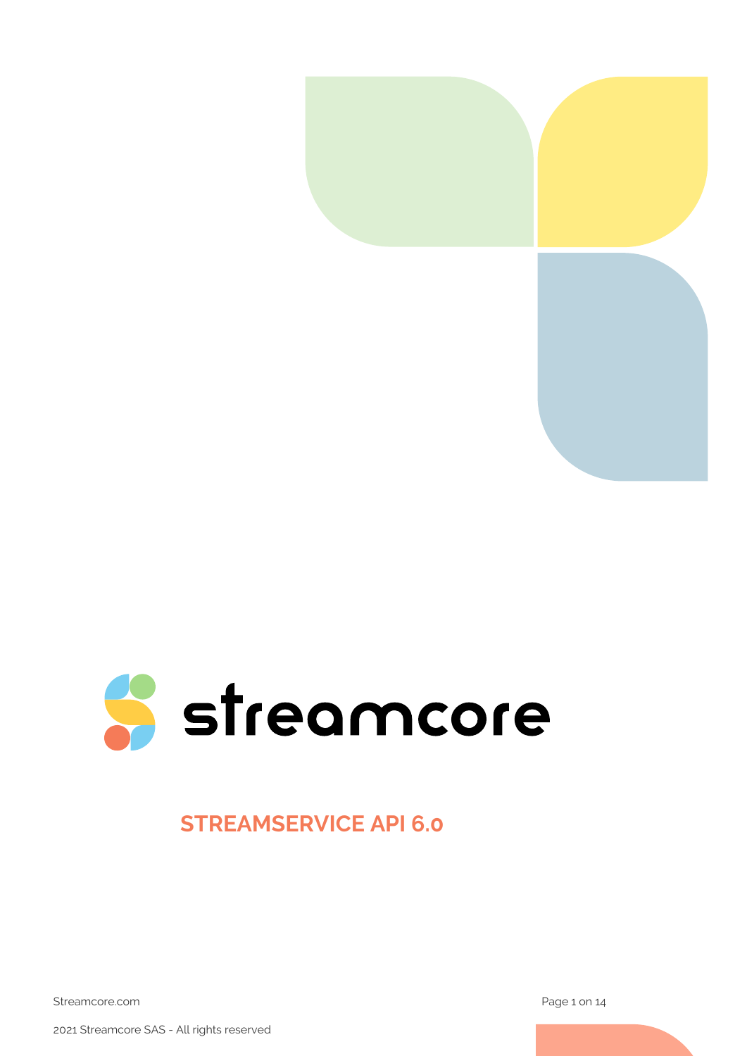# streamcore

## STREAMSERVICE API 6.0

Streamcore.com

2021 Streamcore SAS - All rights reserved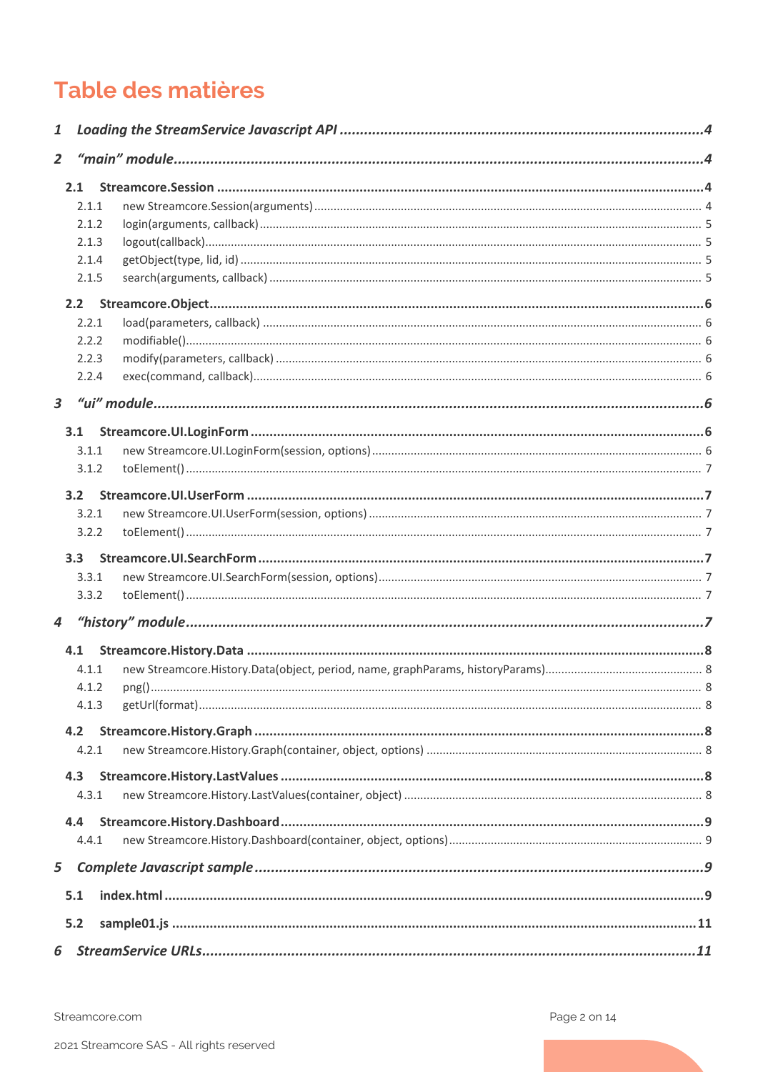# Table des matières

- **1 Loading the StreamService Javascript API** ........ 4
- **2 "main" module** ........ 4
  - **2.1 Streamcore.Session** ........ 4
    - 2.1.1 new Streamcore.Session(arguments) ........ 4
    - 2.1.2 login(arguments, callback) ........ 5
    - 2.1.3 logout(callback) ........ 5
    - 2.1.4 getObject(type, lid, id) ........ 5
    - 2.1.5 search(arguments, callback) ........ 5
  - **2.2 Streamcore.Object** ........ 6
    - 2.2.1 load(parameters, callback) ........ 6
    - 2.2.2 modifiable() ........ 6
    - 2.2.3 modify(parameters, callback) ........ 6
    - 2.2.4 exec(command, callback) ........ 6
- **3 "ui" module** ........ 6
  - **3.1 Streamcore.UI.LoginForm** ........ 6
    - 3.1.1 new Streamcore.UI.LoginForm(session, options) ........ 6
    - 3.1.2 toElement() ........ 7
  - **3.2 Streamcore.UI.UserForm** ........ 7
    - 3.2.1 new Streamcore.UI.UserForm(session, options) ........ 7
    - 3.2.2 toElement() ........ 7
  - **3.3 Streamcore.UI.SearchForm** ........ 7
    - 3.3.1 new Streamcore.UI.SearchForm(session, options) ........ 7
    - 3.3.2 toElement() ........ 7
- **4 "history" module** ........ 7
  - **4.1 Streamcore.History.Data** ........ 8
    - 4.1.1 new Streamcore.History.Data(object, period, name, graphParams, historyParams) ........ 8
    - 4.1.2 png() ........ 8
    - 4.1.3 getUrl(format) ........ 8
  - **4.2 Streamcore.History.Graph** ........ 8
    - 4.2.1 new Streamcore.History.Graph(container, object, options) ........ 8
  - **4.3 Streamcore.History.LastValues** ........ 8
    - 4.3.1 new Streamcore.History.LastValues(container, object) ........ 8
  - **4.4 Streamcore.History.Dashboard** ........ 9
    - 4.4.1 new Streamcore.History.Dashboard(container, object, options) ........ 9
- **5 Complete Javascript sample** ........ 9
  - **5.1 index.html** ........ 9
  - **5.2 sample01.js** ........ 11
- **6 StreamService URLs** ........ 11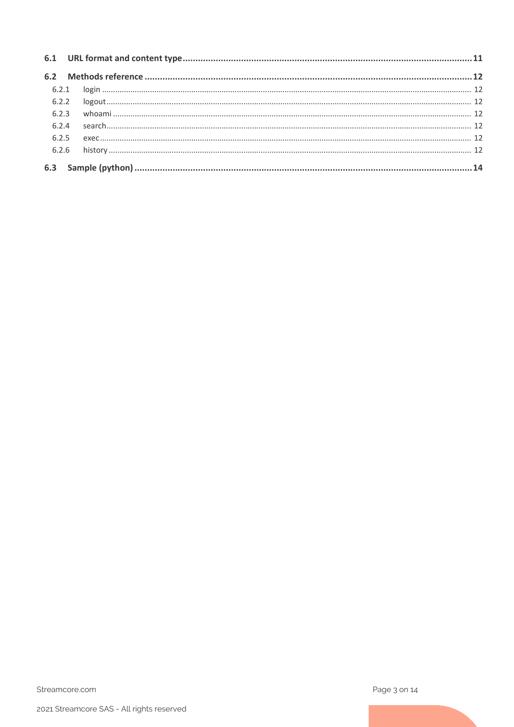6.1 URL format and content type ..... 11

6.2 Methods reference ..... 12

- 6.2.1 login ..... 12
- 6.2.2 logout ..... 12
- 6.2.3 whoami ..... 12
- 6.2.4 search ..... 12
- 6.2.5 exec ..... 12
- 6.2.6 history ..... 12

6.3 Sample (python) ..... 14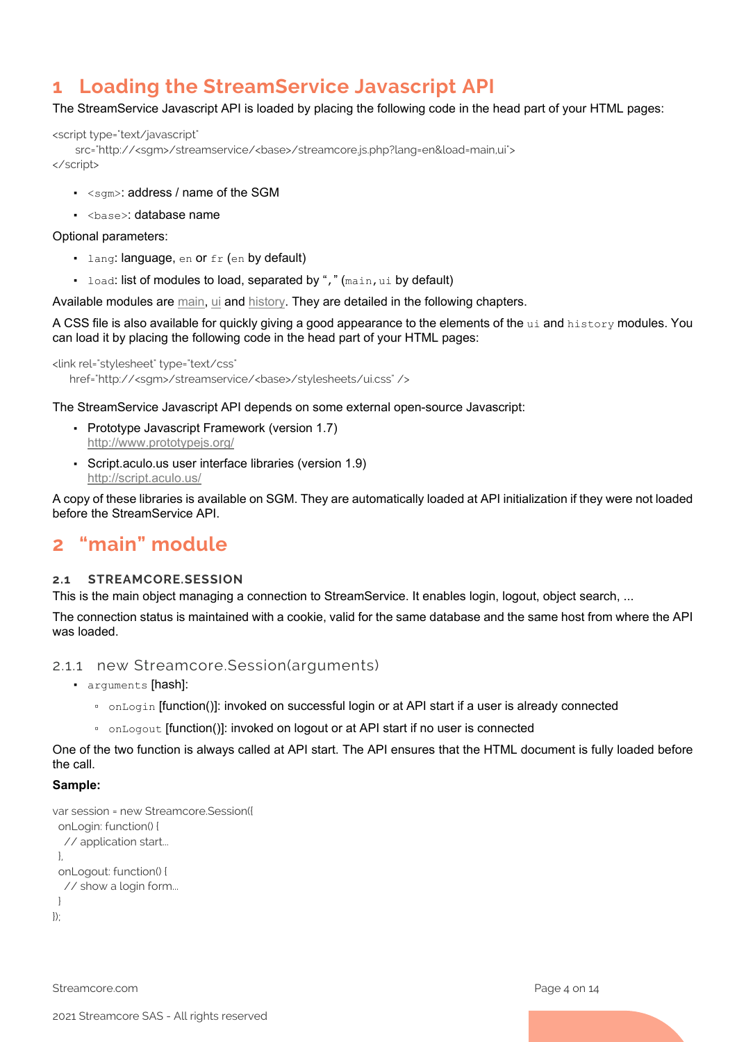# 1 Loading the StreamService Javascript API

The StreamService Javascript API is loaded by placing the following code in the head part of your HTML pages:

```
<script type="text/javascript"
    src="http://<sgm>/streamservice/<base>/streamcore.js.php?lang=en&load=main,ui">
</script>
```

- `<sgm>`: address / name of the SGM
- `<base>`: database name

Optional parameters:

- `lang`: language, `en` or `fr` (`en` by default)
- `load`: list of modules to load, separated by "`,`" (`main,ui` by default)

Available modules are main, ui and history. They are detailed in the following chapters.

A CSS file is also available for quickly giving a good appearance to the elements of the `ui` and `history` modules. You can load it by placing the following code in the head part of your HTML pages:

```
<link rel="stylesheet" type="text/css"
   href="http://<sgm>/streamservice/<base>/stylesheets/ui.css" />
```

The StreamService Javascript API depends on some external open-source Javascript:

- Prototype Javascript Framework (version 1.7)
  http://www.prototypejs.org/
- Script.aculo.us user interface libraries (version 1.9)
  http://script.aculo.us/

A copy of these libraries is available on SGM. They are automatically loaded at API initialization if they were not loaded before the StreamService API.

# 2 "main" module

## 2.1 STREAMCORE.SESSION

This is the main object managing a connection to StreamService. It enables login, logout, object search, ...

The connection status is maintained with a cookie, valid for the same database and the same host from where the API was loaded.

### 2.1.1 new Streamcore.Session(arguments)

- `arguments` [hash]:
  - `onLogin` [function()]: invoked on successful login or at API start if a user is already connected
  - `onLogout` [function()]: invoked on logout or at API start if no user is connected

One of the two function is always called at API start. The API ensures that the HTML document is fully loaded before the call.

**Sample:**

```
var session = new Streamcore.Session({
 onLogin: function() {
  // application start...
 },
 onLogout: function() {
  // show a login form...
 }
});
```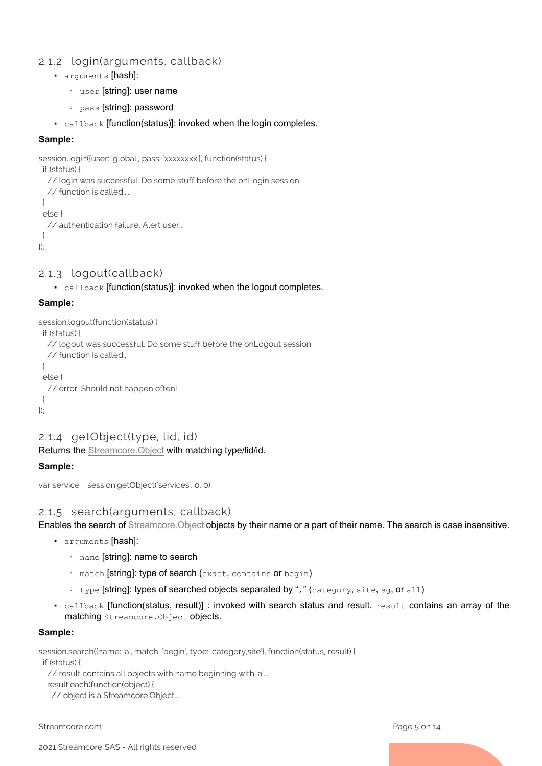### 2.1.2 login(arguments, callback)

- `arguments` [hash]:
  - `user` [string]: user name
  - `pass` [string]: password
- `callback` [function(status)]: invoked when the login completes.

**Sample:**

```
session.login({user: 'global', pass: 'xxxxxxxx'}, function(status) {
  if (status) {
    // login was successful. Do some stuff before the onLogin session
    // function is called....
  }
  else {
    // authentication failure. Alert user...
  }
});
```

### 2.1.3 logout(callback)

- `callback` [function(status)]: invoked when the logout completes.

**Sample:**

```
session.logout(function(status) {
  if (status) {
    // logout was successful. Do some stuff before the onLogout session
    // function is called...
  }
  else {
    // error. Should not happen often!
  }
});
```

### 2.1.4 getObject(type, lid, id)

Returns the Streamcore.Object with matching type/lid/id.

**Sample:**

```
var service = session.getObject('services', 0, 0);
```

### 2.1.5 search(arguments, callback)

Enables the search of Streamcore.Object objects by their name or a part of their name. The search is case insensitive.

- `arguments` [hash]:
  - `name` [string]: name to search
  - `match` [string]: type of search (`exact`, `contains` or `begin`)
  - `type` [string]: types of searched objects separated by "," (`category`, `site`, `sg`, or `all`)
- `callback` [function(status, result)] : invoked with search status and result. `result` contains an array of the matching `Streamcore.Object` objects.

**Sample:**

```
session.search({name: 'a', match: 'begin', type: 'category,site'}, function(status, result) {
  if (status) {
    // result contains all objects with name beginning with 'a'...
    result.each(function(object) {
      // object is a Streamcore.Object...
```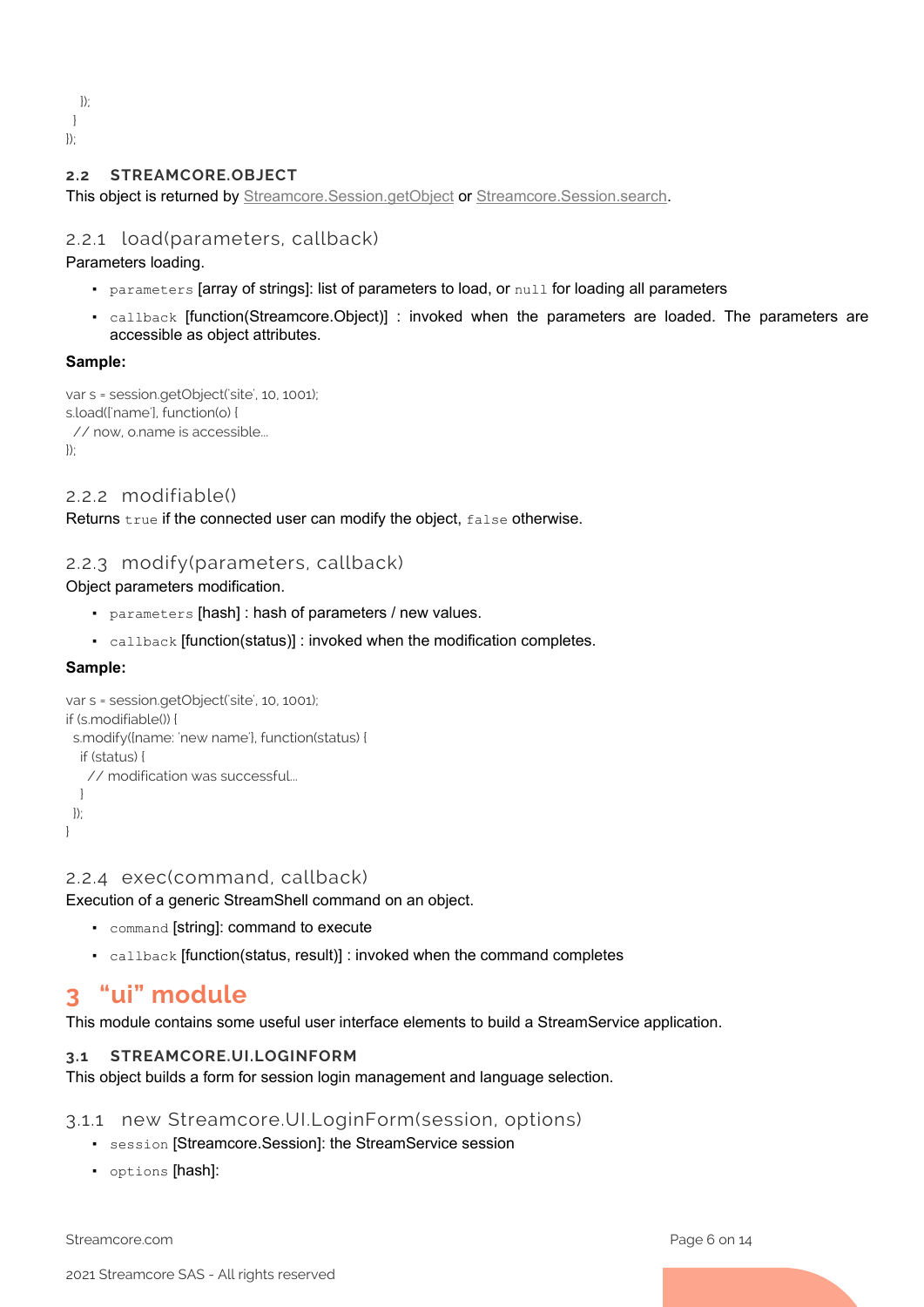```
    });
  }
});
```

### 2.2 STREAMCORE.OBJECT

This object is returned by Streamcore.Session.getObject or Streamcore.Session.search.

#### 2.2.1 load(parameters, callback)

Parameters loading.

- `parameters` [array of strings]: list of parameters to load, or `null` for loading all parameters
- `callback` [function(Streamcore.Object)] : invoked when the parameters are loaded. The parameters are accessible as object attributes.

**Sample:**

```
var s = session.getObject('site', 10, 1001);
s.load(['name'], function(o) {
  // now, o.name is accessible...
});
```

#### 2.2.2 modifiable()

Returns `true` if the connected user can modify the object, `false` otherwise.

#### 2.2.3 modify(parameters, callback)

Object parameters modification.

- `parameters` [hash] : hash of parameters / new values.
- `callback` [function(status)] : invoked when the modification completes.

**Sample:**

```
var s = session.getObject('site', 10, 1001);
if (s.modifiable()) {
  s.modify({name: 'new name'}, function(status) {
    if (status) {
      // modification was successful...
    }
  });
}
```

#### 2.2.4 exec(command, callback)

Execution of a generic StreamShell command on an object.

- `command` [string]: command to execute
- `callback` [function(status, result)] : invoked when the command completes

## 3 "ui" module

This module contains some useful user interface elements to build a StreamService application.

### 3.1 STREAMCORE.UI.LOGINFORM

This object builds a form for session login management and language selection.

#### 3.1.1 new Streamcore.UI.LoginForm(session, options)

- `session` [Streamcore.Session]: the StreamService session
- `options` [hash]: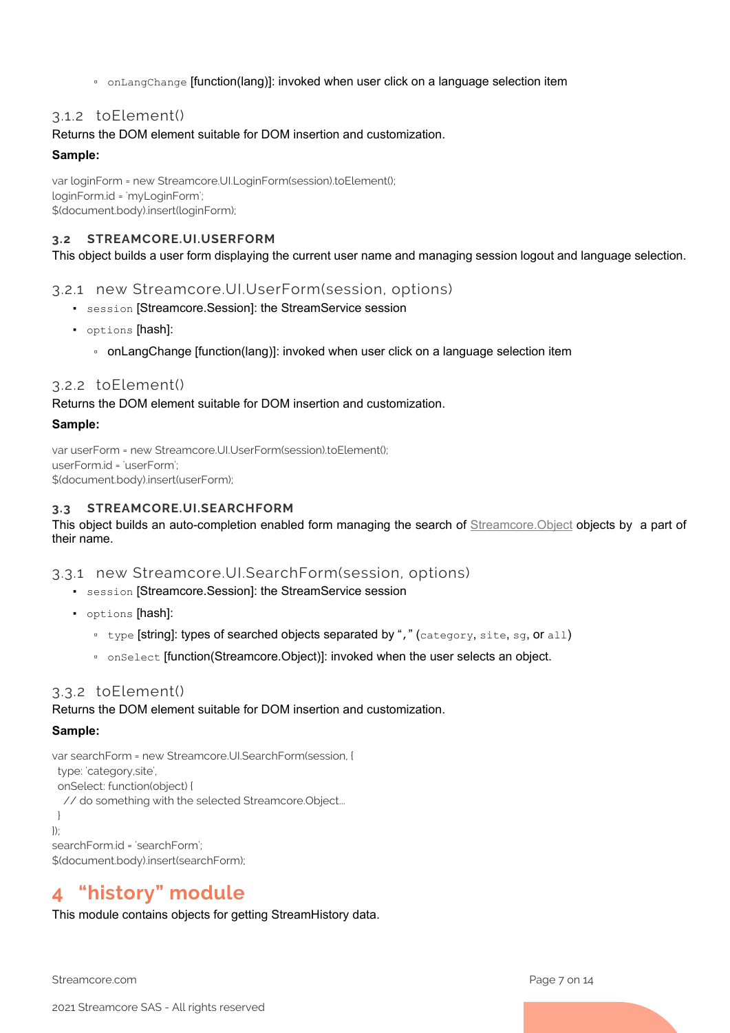- `onLangChange` [function(lang)]: invoked when user click on a language selection item

### 3.1.2 toElement()

Returns the DOM element suitable for DOM insertion and customization.

**Sample:**

```
var loginForm = new Streamcore.UI.LoginForm(session).toElement();
loginForm.id = 'myLoginForm';
$(document.body).insert(loginForm);
```

## 3.2 STREAMCORE.UI.USERFORM

This object builds a user form displaying the current user name and managing session logout and language selection.

### 3.2.1 new Streamcore.UI.UserForm(session, options)

- `session` [Streamcore.Session]: the StreamService session
- `options` [hash]:
  - onLangChange [function(lang)]: invoked when user click on a language selection item

### 3.2.2 toElement()

Returns the DOM element suitable for DOM insertion and customization.

**Sample:**

```
var userForm = new Streamcore.UI.UserForm(session).toElement();
userForm.id = 'userForm';
$(document.body).insert(userForm);
```

## 3.3 STREAMCORE.UI.SEARCHFORM

This object builds an auto-completion enabled form managing the search of Streamcore.Object objects by a part of their name.

### 3.3.1 new Streamcore.UI.SearchForm(session, options)

- `session` [Streamcore.Session]: the StreamService session
- `options` [hash]:
  - `type` [string]: types of searched objects separated by "," (`category`, `site`, `sg`, or `all`)
  - `onSelect` [function(Streamcore.Object)]: invoked when the user selects an object.

### 3.3.2 toElement()

Returns the DOM element suitable for DOM insertion and customization.

**Sample:**

```
var searchForm = new Streamcore.UI.SearchForm(session, {
  type: 'category,site',
  onSelect: function(object) {
    // do something with the selected Streamcore.Object...
  }
});
searchForm.id = 'searchForm';
$(document.body).insert(searchForm);
```

# 4 "history" module

This module contains objects for getting StreamHistory data.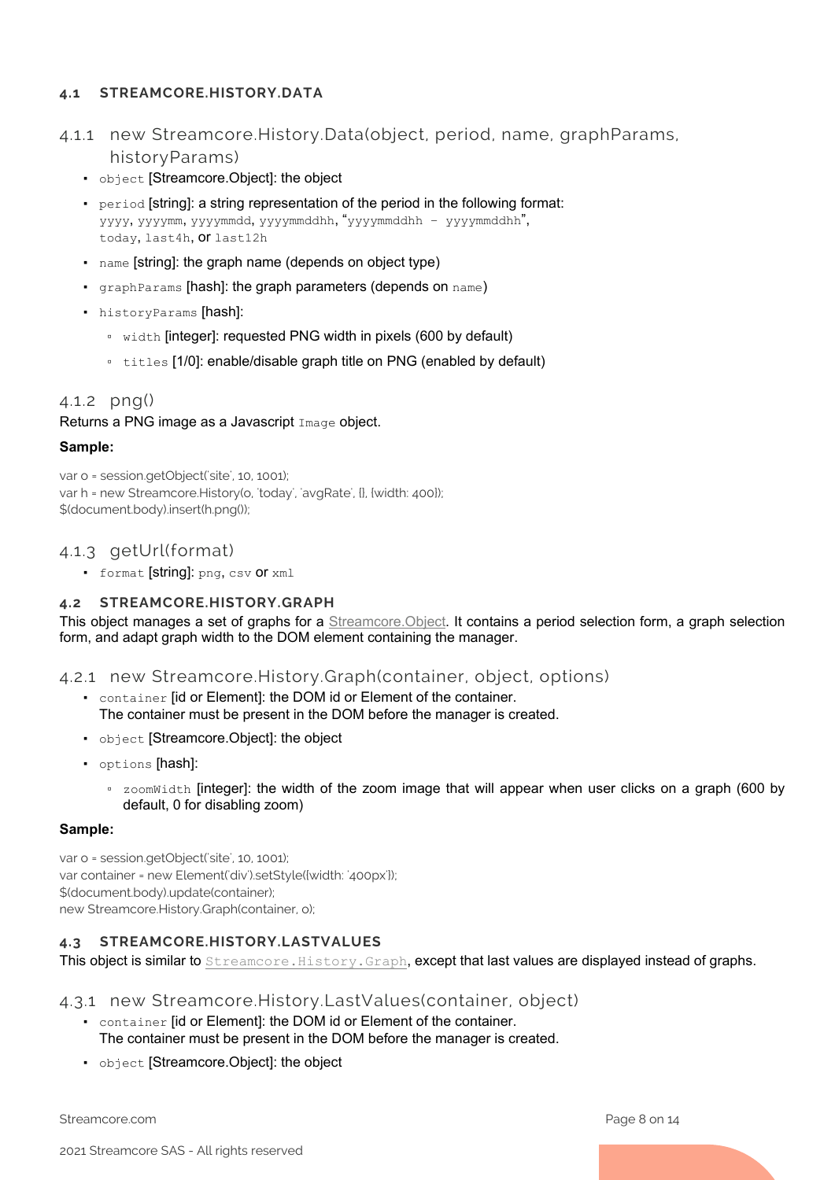## 4.1 STREAMCORE.HISTORY.DATA

### 4.1.1 new Streamcore.History.Data(object, period, name, graphParams, historyParams)

- `object` [Streamcore.Object]: the object
- `period` [string]: a string representation of the period in the following format: `yyyy`, `yyyymm`, `yyyymmdd`, `yyyymmddhh`, "`yyyymmddhh - yyyymmddhh`", `today`, `last4h`, or `last12h`
- `name` [string]: the graph name (depends on object type)
- `graphParams` [hash]: the graph parameters (depends on `name`)
- `historyParams` [hash]:
  - `width` [integer]: requested PNG width in pixels (600 by default)
  - `titles` [1/0]: enable/disable graph title on PNG (enabled by default)

### 4.1.2 png()

Returns a PNG image as a Javascript `Image` object.

**Sample:**

```
var o = session.getObject('site', 10, 1001);
var h = new Streamcore.History(o, 'today', 'avgRate', {}, {width: 400});
$(document.body).insert(h.png());
```

### 4.1.3 getUrl(format)

- `format` [string]: `png`, `csv` or `xml`

## 4.2 STREAMCORE.HISTORY.GRAPH

This object manages a set of graphs for a Streamcore.Object. It contains a period selection form, a graph selection form, and adapt graph width to the DOM element containing the manager.

### 4.2.1 new Streamcore.History.Graph(container, object, options)

- `container` [id or Element]: the DOM id or Element of the container.
  The container must be present in the DOM before the manager is created.
- `object` [Streamcore.Object]: the object
- `options` [hash]:
  - `zoomWidth` [integer]: the width of the zoom image that will appear when user clicks on a graph (600 by default, 0 for disabling zoom)

**Sample:**

```
var o = session.getObject('site', 10, 1001);
var container = new Element('div').setStyle({width: '400px'});
$(document.body).update(container);
new Streamcore.History.Graph(container, o);
```

## 4.3 STREAMCORE.HISTORY.LASTVALUES

This object is similar to `Streamcore.History.Graph`, except that last values are displayed instead of graphs.

### 4.3.1 new Streamcore.History.LastValues(container, object)

- `container` [id or Element]: the DOM id or Element of the container.
  The container must be present in the DOM before the manager is created.
- `object` [Streamcore.Object]: the object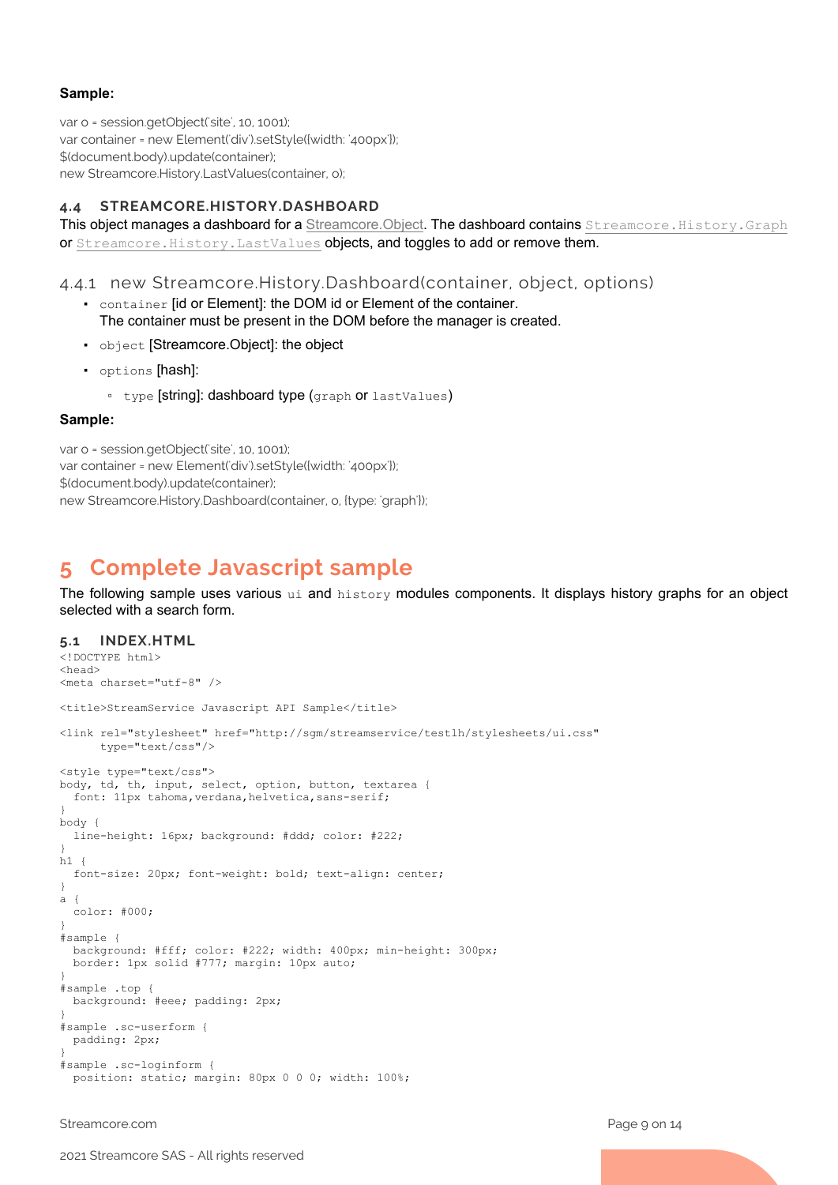**Sample:**

```
var o = session.getObject('site', 10, 1001);
var container = new Element('div').setStyle({width: '400px'});
$(document.body).update(container);
new Streamcore.History.LastValues(container, o);
```

### 4.4 STREAMCORE.HISTORY.DASHBOARD

This object manages a dashboard for a Streamcore.Object. The dashboard contains `Streamcore.History.Graph` or `Streamcore.History.LastValues` objects, and toggles to add or remove them.

#### 4.4.1 new Streamcore.History.Dashboard(container, object, options)

- `container` [id or Element]: the DOM id or Element of the container.
  The container must be present in the DOM before the manager is created.
- `object` [Streamcore.Object]: the object
- `options` [hash]:
  - `type` [string]: dashboard type (`graph` or `lastValues`)

**Sample:**

```
var o = session.getObject('site', 10, 1001);
var container = new Element('div').setStyle({width: '400px'});
$(document.body).update(container);
new Streamcore.History.Dashboard(container, o, {type: 'graph'});
```

## 5 Complete Javascript sample

The following sample uses various `ui` and `history` modules components. It displays history graphs for an object selected with a search form.

### 5.1 INDEX.HTML

```
<!DOCTYPE html>
<head>
<meta charset="utf-8" />

<title>StreamService Javascript API Sample</title>

<link rel="stylesheet" href="http://sgm/streamservice/test1h/stylesheets/ui.css"
      type="text/css"/>

<style type="text/css">
body, td, th, input, select, option, button, textarea {
  font: 11px tahoma,verdana,helvetica,sans-serif;
}
body {
  line-height: 16px; background: #ddd; color: #222;
}
h1 {
  font-size: 20px; font-weight: bold; text-align: center;
}
a {
  color: #000;
}
#sample {
  background: #fff; color: #222; width: 400px; min-height: 300px;
  border: 1px solid #777; margin: 10px auto;
}
#sample .top {
  background: #eee; padding: 2px;
}
#sample .sc-userform {
  padding: 2px;
}
#sample .sc-loginform {
  position: static; margin: 80px 0 0 0; width: 100%;
```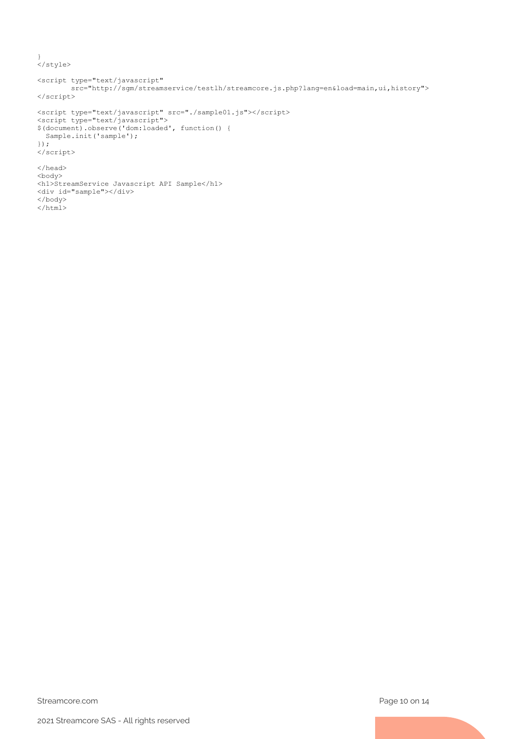```
}
</style>

<script type="text/javascript"
        src="http://sgm/streamservice/testlh/streamcore.js.php?lang=en&load=main,ui,history">
</script>

<script type="text/javascript" src="./sample01.js"></script>
<script type="text/javascript">
$(document).observe('dom:loaded', function() {
  Sample.init('sample');
});
</script>

</head>
<body>
<h1>StreamService Javascript API Sample</h1>
<div id="sample"></div>
</body>
</html>
```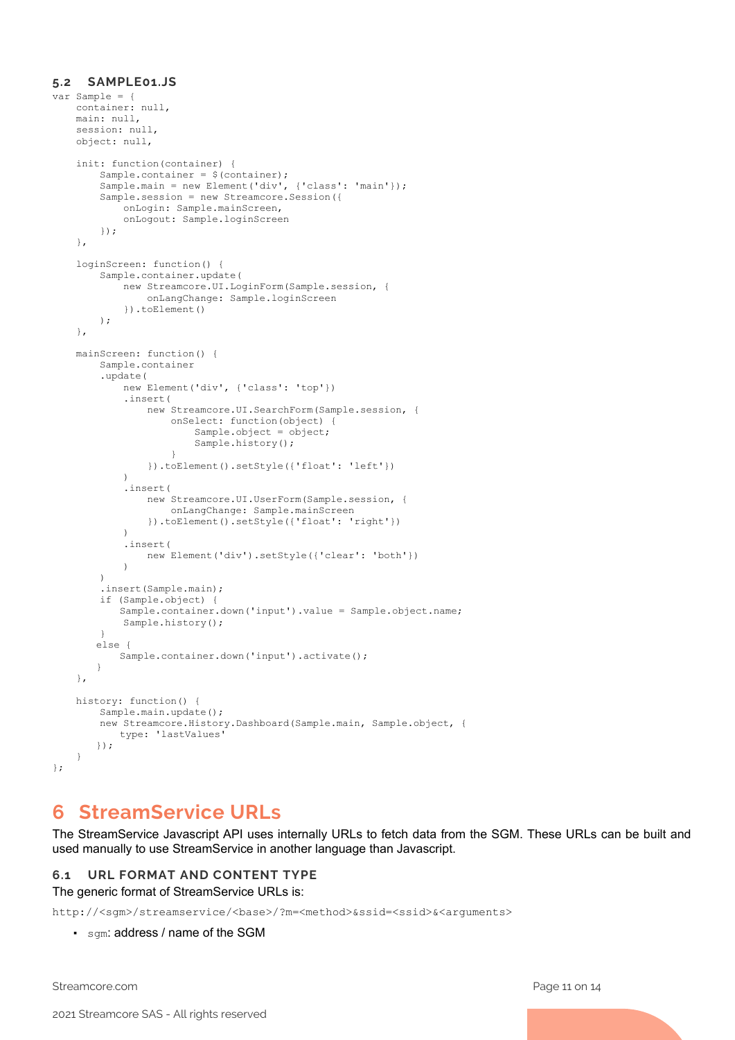### 5.2 SAMPLE01.JS

```
var Sample = {
    container: null,
    main: null,
    session: null,
    object: null,

    init: function(container) {
        Sample.container = $(container);
        Sample.main = new Element('div', {'class': 'main'});
        Sample.session = new Streamcore.Session({
            onLogin: Sample.mainScreen,
            onLogout: Sample.loginScreen
        });
    },

    loginScreen: function() {
        Sample.container.update(
            new Streamcore.UI.LoginForm(Sample.session, {
                onLangChange: Sample.loginScreen
            }).toElement()
        );
    },

    mainScreen: function() {
        Sample.container
        .update(
            new Element('div', {'class': 'top'})
            .insert(
                new Streamcore.UI.SearchForm(Sample.session, {
                    onSelect: function(object) {
                        Sample.object = object;
                        Sample.history();
                    }
                }).toElement().setStyle({'float': 'left'})
            )
            .insert(
                new Streamcore.UI.UserForm(Sample.session, {
                    onLangChange: Sample.mainScreen
                }).toElement().setStyle({'float': 'right'})
            )
            .insert(
                new Element('div').setStyle({'clear': 'both'})
            )
        )
        .insert(Sample.main);
        if (Sample.object) {
            Sample.container.down('input').value = Sample.object.name;
            Sample.history();
        }
        else {
            Sample.container.down('input').activate();
        }
    },

    history: function() {
        Sample.main.update();
        new Streamcore.History.Dashboard(Sample.main, Sample.object, {
            type: 'lastValues'
        });
    }
};
```

# 6 StreamService URLs

The StreamService Javascript API uses internally URLs to fetch data from the SGM. These URLs can be built and used manually to use StreamService in another language than Javascript.

## 6.1 URL FORMAT AND CONTENT TYPE

The generic format of StreamService URLs is:

```
http://<sgm>/streamservice/<base>/?m=<method>&ssid=<ssid>&<arguments>
```

- `sgm`: address / name of the SGM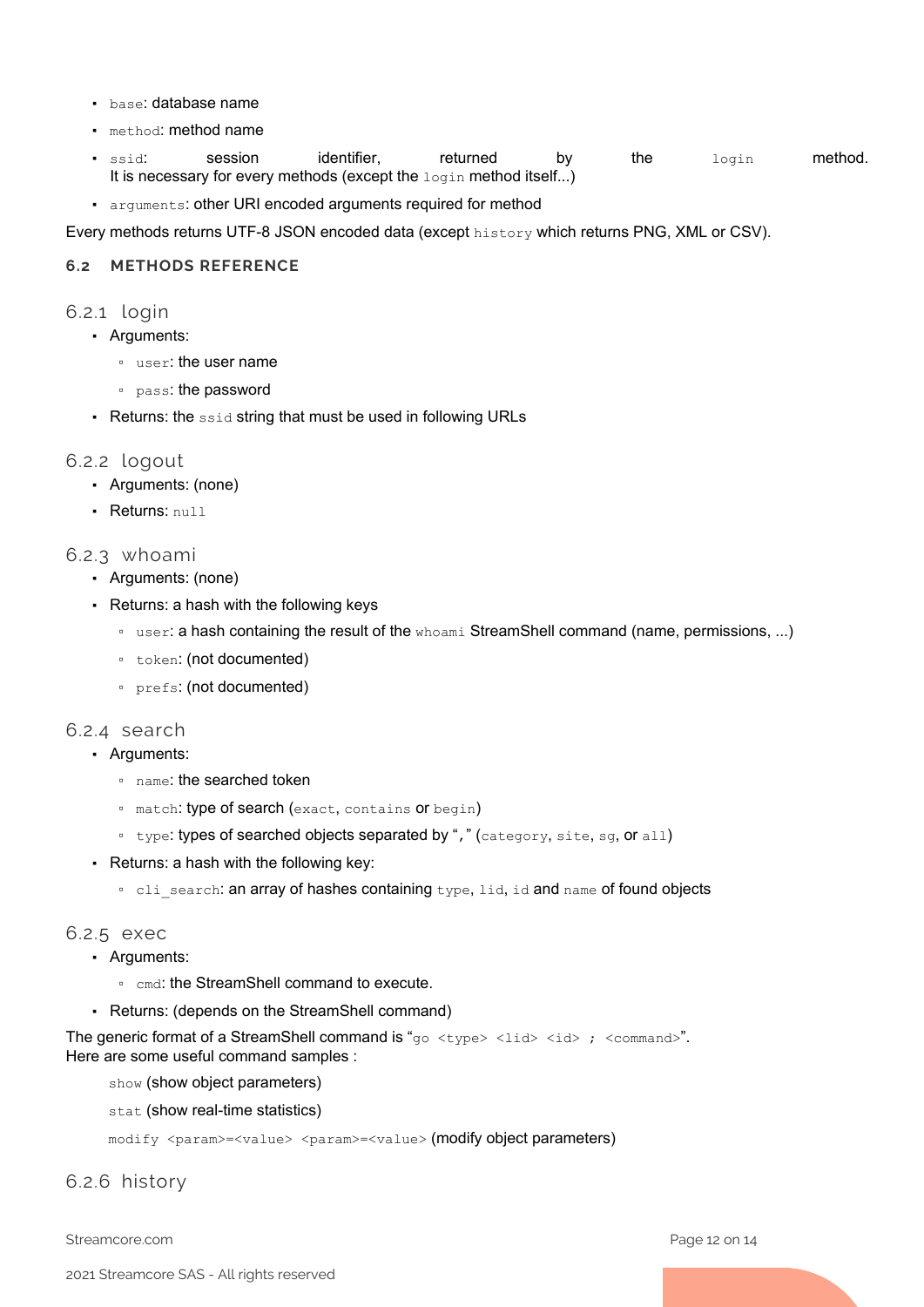- `base`: database name
- `method`: method name
- `ssid`: session identifier, returned by the `login` method. It is necessary for every methods (except the `login` method itself...)
- `arguments`: other URI encoded arguments required for method

Every methods returns UTF-8 JSON encoded data (except `history` which returns PNG, XML or CSV).

### 6.2 METHODS REFERENCE

#### 6.2.1 login

- Arguments:
  - `user`: the user name
  - `pass`: the password
- Returns: the `ssid` string that must be used in following URLs

#### 6.2.2 logout

- Arguments: (none)
- Returns: `null`

#### 6.2.3 whoami

- Arguments: (none)
- Returns: a hash with the following keys
  - `user`: a hash containing the result of the `whoami` StreamShell command (name, permissions, ...)
  - `token`: (not documented)
  - `prefs`: (not documented)

#### 6.2.4 search

- Arguments:
  - `name`: the searched token
  - `match`: type of search (`exact`, `contains` or `begin`)
  - `type`: types of searched objects separated by "`,`" (`category`, `site`, `sg`, or `all`)
- Returns: a hash with the following key:
  - `cli_search`: an array of hashes containing `type`, `lid`, `id` and `name` of found objects

#### 6.2.5 exec

- Arguments:
  - `cmd`: the StreamShell command to execute.
- Returns: (depends on the StreamShell command)

The generic format of a StreamShell command is "`go <type> <lid> <id> ; <command>`".
Here are some useful command samples :

`show` (show object parameters)

`stat` (show real-time statistics)

`modify <param>=<value> <param>=<value>` (modify object parameters)

#### 6.2.6 history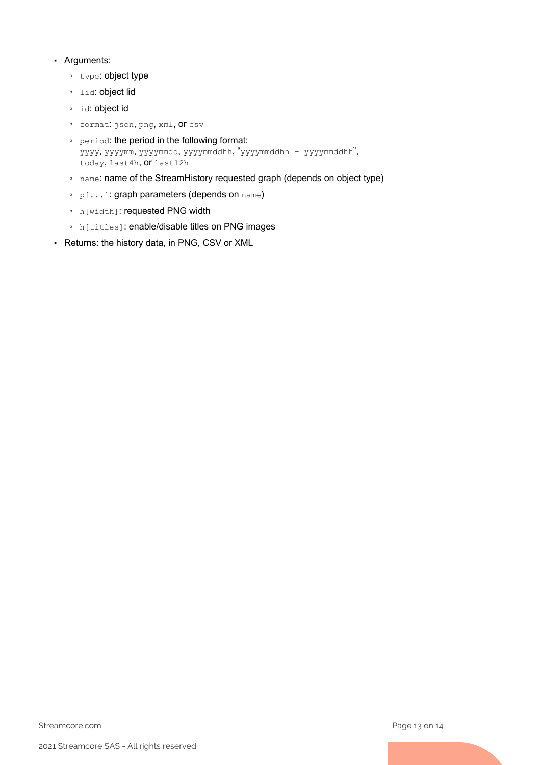- Arguments:
  - `type`: object type
  - `lid`: object lid
  - `id`: object id
  - `format`: `json`, `png`, `xml`, or `csv`
  - `period`: the period in the following format: `yyyy`, `yyyymm`, `yyyymmdd`, `yyyymmddhh`, "`yyyymmddhh - yyyymmddhh`", `today`, `last4h`, or `last12h`
  - `name`: name of the StreamHistory requested graph (depends on object type)
  - `p[...]`: graph parameters (depends on `name`)
  - `h[width]`: requested PNG width
  - `h[titles]`: enable/disable titles on PNG images
- Returns: the history data, in PNG, CSV or XML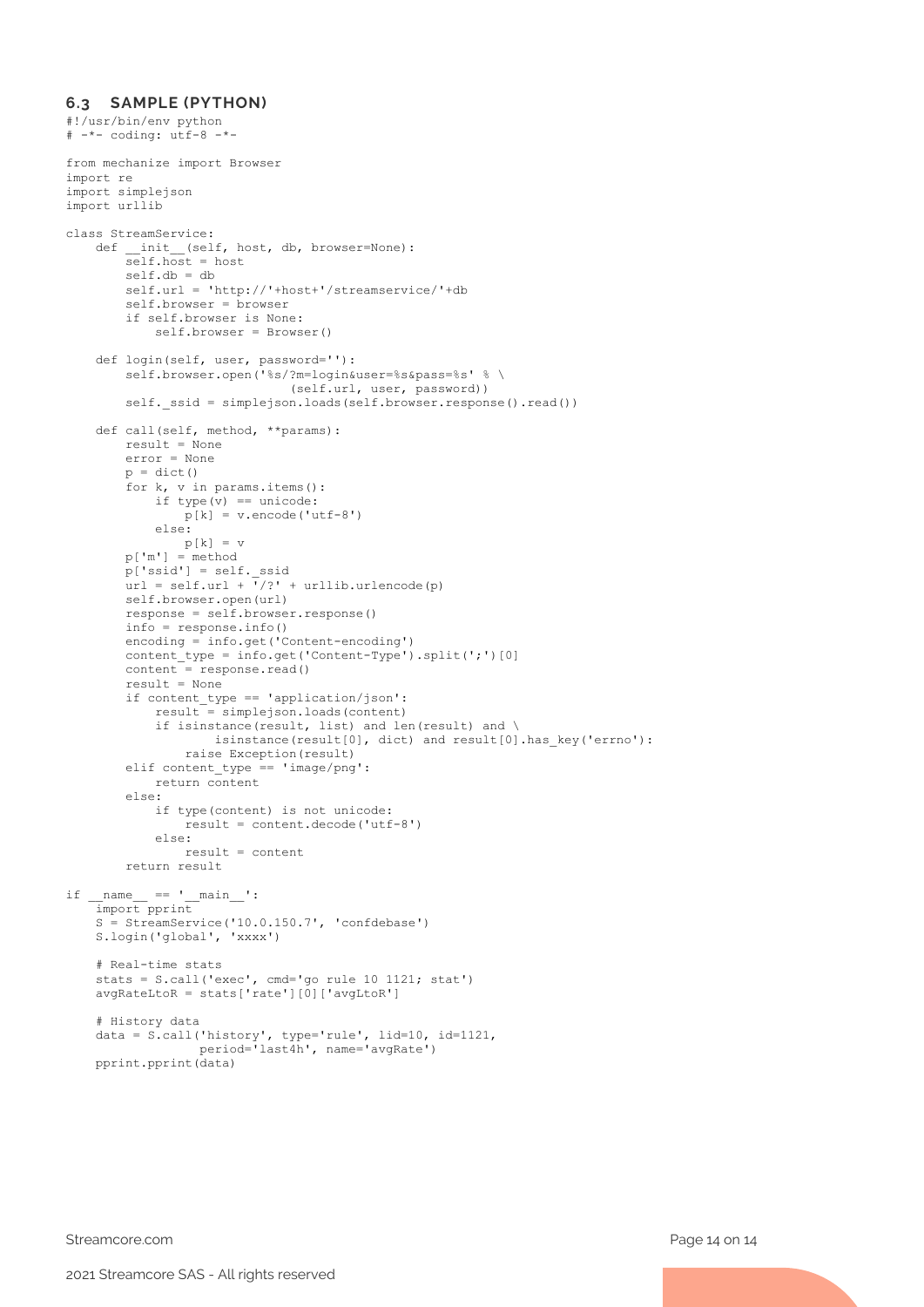### 6.3 SAMPLE (PYTHON)

```python
#!/usr/bin/env python
# -*- coding: utf-8 -*-

from mechanize import Browser
import re
import simplejson
import urllib

class StreamService:
    def __init__(self, host, db, browser=None):
        self.host = host
        self.db = db
        self.url = 'http://'+host+'/streamservice/'+db
        self.browser = browser
        if self.browser is None:
            self.browser = Browser()

    def login(self, user, password=''):
        self.browser.open('%s/?m=login&user=%s&pass=%s' % \
                                 (self.url, user, password))
        self._ssid = simplejson.loads(self.browser.response().read())

    def call(self, method, **params):
        result = None
        error = None
        p = dict()
        for k, v in params.items():
            if type(v) == unicode:
                p[k] = v.encode('utf-8')
            else:
                p[k] = v
        p['m'] = method
        p['ssid'] = self._ssid
        url = self.url + '/?' + urllib.urlencode(p)
        self.browser.open(url)
        response = self.browser.response()
        info = response.info()
        encoding = info.get('Content-encoding')
        content_type = info.get('Content-Type').split(';')[0]
        content = response.read()
        result = None
        if content_type == 'application/json':
            result = simplejson.loads(content)
            if isinstance(result, list) and len(result) and \
                    isinstance(result[0], dict) and result[0].has_key('errno'):
                raise Exception(result)
        elif content_type == 'image/png':
            return content
        else:
            if type(content) is not unicode:
                result = content.decode('utf-8')
            else:
                result = content
        return result

if __name__ == '__main__':
    import pprint
    S = StreamService('10.0.150.7', 'confdebase')
    S.login('global', 'xxxx')

    # Real-time stats
    stats = S.call('exec', cmd='go rule 10 1121; stat')
    avgRateLtoR = stats['rate'][0]['avgLtoR']

    # History data
    data = S.call('history', type='rule', lid=10, id=1121,
                  period='last4h', name='avgRate')
    pprint.pprint(data)
```

Streamcore.com

2021 Streamcore SAS - All rights reserved